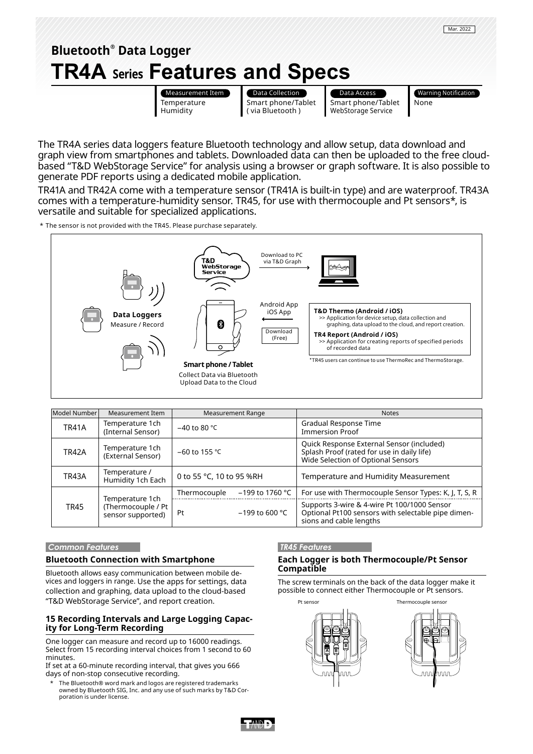Mar. 2022

# Bluetooth® Data Logger

# TR4A Series Features and Specs

| Measurement Item | Data Collection | Data Access | Warning Notification |
|---|---|---|---|
| Temperature<br>Humidity | Smart phone/Tablet<br>( via Bluetooth ) | Smart phone/Tablet<br>WebStorage Service | None |

The TR4A series data loggers feature Bluetooth technology and allow setup, data download and graph view from smartphones and tablets. Downloaded data can then be uploaded to the free cloud-based "T&D WebStorage Service" for analysis using a browser or graph software. It is also possible to generate PDF reports using a dedicated mobile application.

TR41A and TR42A come with a temperature sensor (TR41A is built-in type) and are waterproof. TR43A comes with a temperature-humidity sensor. TR45, for use with thermocouple and Pt sensors*, is versatile and suitable for specialized applications.

\* The sensor is not provided with the TR45. Please purchase separately.

**Data Loggers**
Measure / Record

T&D WebStorage Service

Download to PC via T&D Graph

Android App
iOS App

Download (Free)

**Smart phone / Tablet**
Collect Data via Bluetooth
Upload Data to the Cloud

**T&D Thermo (Android / iOS)**
>> Application for device setup, data collection and graphing, data upload to the cloud, and report creation.

**TR4 Report (Android / iOS)**
>> Application for creating reports of specified periods of recorded data

*TR45 users can continue to use ThermoRec and ThermoStorage.

| Model Number | Measurement Item | Measurement Range | | Notes |
|---|---|---|---|---|
| TR41A | Temperature 1ch (Internal Sensor) | −40 to 80 °C | | Gradual Response Time<br>Immersion Proof |
| TR42A | Temperature 1ch (External Sensor) | −60 to 155 °C | | Quick Response External Sensor (included)<br>Splash Proof (rated for use in daily life)<br>Wide Selection of Optional Sensors |
| TR43A | Temperature / Humidity 1ch Each | 0 to 55 °C, 10 to 95 %RH | | Temperature and Humidity Measurement |
| TR45 | Temperature 1ch (Thermocouple / Pt sensor supported) | Thermocouple | −199 to 1760 °C | For use with Thermocouple Sensor Types: K, J, T, S, R |
| | | Pt | −199 to 600 °C | Supports 3-wire & 4-wire Pt 100/1000 Sensor<br>Optional Pt100 sensors with selectable pipe dimensions and cable lengths |

*Common Features*

### Bluetooth Connection with Smartphone

Bluetooth allows easy communication between mobile devices and loggers in range. Use the apps for settings, data collection and graphing, data upload to the cloud-based "T&D WebStorage Service", and report creation.

### 15 Recording Intervals and Large Logging Capacity for Long-Term Recording

One logger can measure and record up to 16000 readings. Select from 15 recording interval choices from 1 second to 60 minutes.
If set at a 60-minute recording interval, that gives you 666 days of non-stop consecutive recording.

\* The Bluetooth® word mark and logos are registered trademarks owned by Bluetooth SIG, Inc. and any use of such marks by T&D Corporation is under license.

*TR45 Features*

### Each Logger is both Thermocouple/Pt Sensor Compatible

The screw terminals on the back of the data logger make it possible to connect either Thermocouple or Pt sensors.

Pt sensor

Thermocouple sensor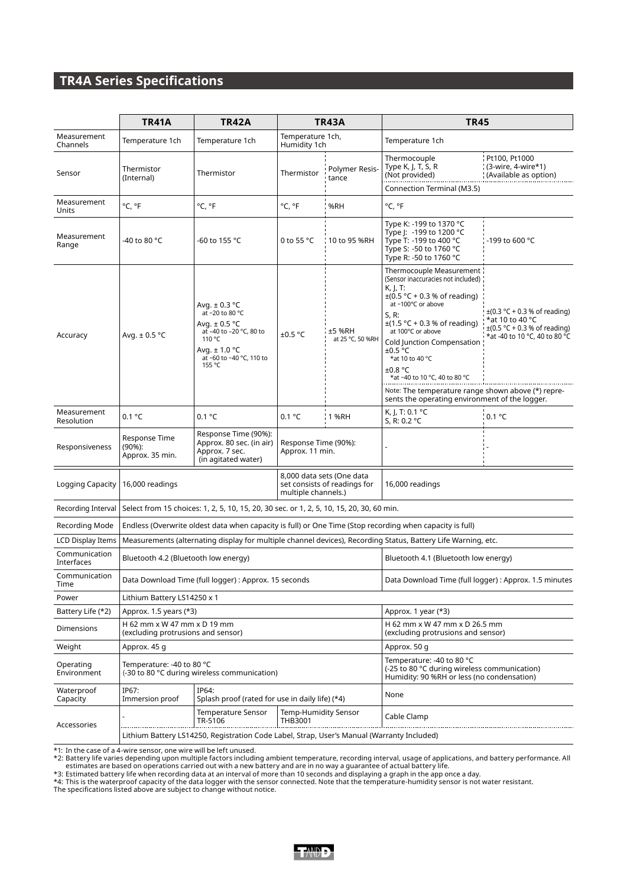## TR4A Series Specifications

| | TR41A | TR42A | TR43A | | TR45 | |
|---|---|---|---|---|---|---|
| Measurement Channels | Temperature 1ch | Temperature 1ch | Temperature 1ch, Humidity 1ch | | Temperature 1ch | |
| Sensor | Thermistor (Internal) | Thermistor | Thermistor | Polymer Resistance | Thermocouple Type K, J, T, S, R (Not provided) | Pt100, Pt1000 (3-wire, 4-wire*1) (Available as option) |
| | | | | | Connection Terminal (M3.5) | |
| Measurement Units | °C, °F | °C, °F | °C, °F | %RH | °C, °F | |
| Measurement Range | -40 to 80 °C | -60 to 155 °C | 0 to 55 °C | 10 to 95 %RH | Type K: -199 to 1370 °C<br>Type J: -199 to 1200 °C<br>Type T: -199 to 400 °C<br>Type S: -50 to 1760 °C<br>Type R: -50 to 1760 °C | -199 to 600 °C |
| Accuracy | Avg. ± 0.5 °C | Avg. ± 0.3 °C at -20 to 80 °C<br>Avg. ± 0.5 °C at -40 to -20 °C, 80 to 110 °C<br>Avg. ± 1.0 °C at -60 to -40 °C, 110 to 155 °C | ±0.5 °C | ±5 %RH at 25 °C, 50 %RH | Thermocouple Measurement (Sensor inaccuracies not included)<br>K, J, T:<br>±(0.5 °C + 0.3 % of reading) at -100°C or above<br>S, R:<br>±(1.5 °C + 0.3 % of reading) at 100°C or above<br>Cold Junction Compensation<br>±0.5 °C *at 10 to 40 °C<br>±0.8 °C *at -40 to 10 °C, 40 to 80 °C | ±(0.3 °C + 0.3 % of reading) *at 10 to 40 °C<br>±(0.5 °C + 0.3 % of reading) *at -40 to 10 °C, 40 to 80 °C |
| | | | | | Note: The temperature range shown above (*) represents the operating environment of the logger. | |
| Measurement Resolution | 0.1 °C | 0.1 °C | 0.1 °C | 1 %RH | K, J, T: 0.1 °C<br>S, R: 0.2 °C | 0.1 °C |
| Responsiveness | Response Time (90%): Approx. 35 min. | Response Time (90%): Approx. 80 sec. (in air) Approx. 7 sec. (in agitated water) | Response Time (90%): Approx. 11 min. | | - | - |
| Logging Capacity | 16,000 readings | | 8,000 data sets (One data set consists of readings for multiple channels.) | | 16,000 readings | |
| Recording Interval | Select from 15 choices: 1, 2, 5, 10, 15, 20, 30 sec. or 1, 2, 5, 10, 15, 20, 30, 60 min. | | | | | |
| Recording Mode | Endless (Overwrite oldest data when capacity is full) or One Time (Stop recording when capacity is full) | | | | | |
| LCD Display Items | Measurements (alternating display for multiple channel devices), Recording Status, Battery Life Warning, etc. | | | | | |
| Communication Interfaces | Bluetooth 4.2 (Bluetooth low energy) | | | | Bluetooth 4.1 (Bluetooth low energy) | |
| Communication Time | Data Download Time (full logger) : Approx. 15 seconds | | | | Data Download Time (full logger) : Approx. 1.5 minutes | |
| Power | Lithium Battery LS14250 x 1 | | | | | |
| Battery Life (*2) | Approx. 1.5 years (*3) | | | | Approx. 1 year (*3) | |
| Dimensions | H 62 mm x W 47 mm x D 19 mm (excluding protrusions and sensor) | | | | H 62 mm x W 47 mm x D 26.5 mm (excluding protrusions and sensor) | |
| Weight | Approx. 45 g | | | | Approx. 50 g | |
| Operating Environment | Temperature: -40 to 80 °C (-30 to 80 °C during wireless communication) | | | | Temperature: -40 to 80 °C (-25 to 80 °C during wireless communication) Humidity: 90 %RH or less (no condensation) | |
| Waterproof Capacity | IP67: Immersion proof | IP64: Splash proof (rated for use in daily life) (*4) | | | None | |
| Accessories | - | Temperature Sensor TR-5106 | Temp-Humidity Sensor THB3001 | | Cable Clamp | |
| | Lithium Battery LS14250, Registration Code Label, Strap, User's Manual (Warranty Included) | | | | | |

*1: In the case of a 4-wire sensor, one wire will be left unused.
*2: Battery life varies depending upon multiple factors including ambient temperature, recording interval, usage of applications, and battery performance. All estimates are based on operations carried out with a new battery and are in no way a guarantee of actual battery life.
*3: Estimated battery life when recording data at an interval of more than 10 seconds and displaying a graph in the app once a day.
*4: This is the waterproof capacity of the data logger with the sensor connected. Note that the temperature-humidity sensor is not water resistant.
The specifications listed above are subject to change without notice.